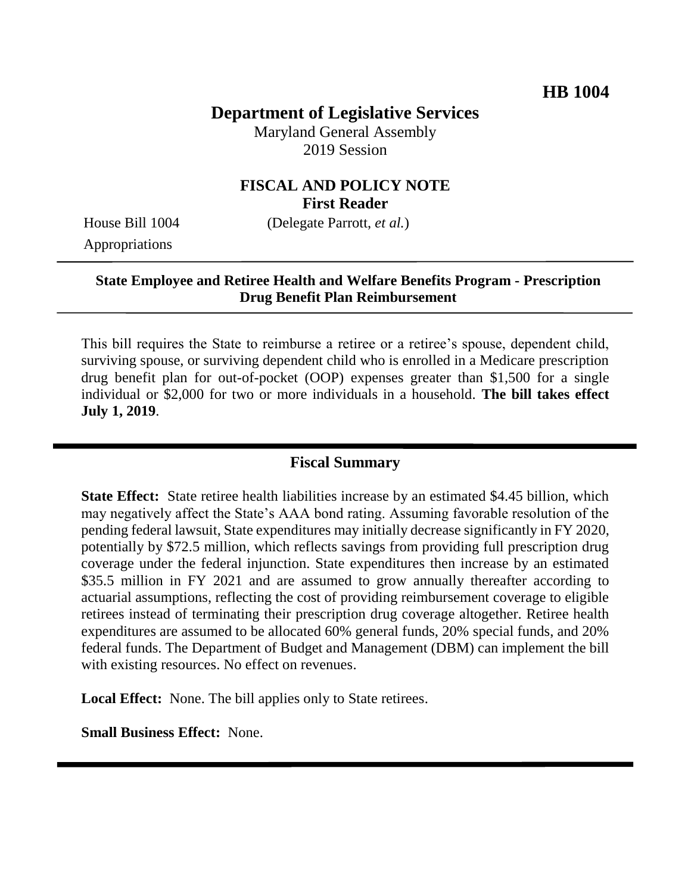**HB 1004**

# Department of Legislative Services

Maryland General Assembly
2019 Session

## FISCAL AND POLICY NOTE
**First Reader**

House Bill 1004 (Delegate Parrott, *et al.*)
Appropriations

### State Employee and Retiree Health and Welfare Benefits Program - Prescription Drug Benefit Plan Reimbursement

This bill requires the State to reimburse a retiree or a retiree's spouse, dependent child, surviving spouse, or surviving dependent child who is enrolled in a Medicare prescription drug benefit plan for out-of-pocket (OOP) expenses greater than $1,500 for a single individual or $2,000 for two or more individuals in a household. **The bill takes effect July 1, 2019**.

## Fiscal Summary

**State Effect:** State retiree health liabilities increase by an estimated $4.45 billion, which may negatively affect the State's AAA bond rating. Assuming favorable resolution of the pending federal lawsuit, State expenditures may initially decrease significantly in FY 2020, potentially by $72.5 million, which reflects savings from providing full prescription drug coverage under the federal injunction. State expenditures then increase by an estimated $35.5 million in FY 2021 and are assumed to grow annually thereafter according to actuarial assumptions, reflecting the cost of providing reimbursement coverage to eligible retirees instead of terminating their prescription drug coverage altogether. Retiree health expenditures are assumed to be allocated 60% general funds, 20% special funds, and 20% federal funds. The Department of Budget and Management (DBM) can implement the bill with existing resources. No effect on revenues.

**Local Effect:** None. The bill applies only to State retirees.

**Small Business Effect:** None.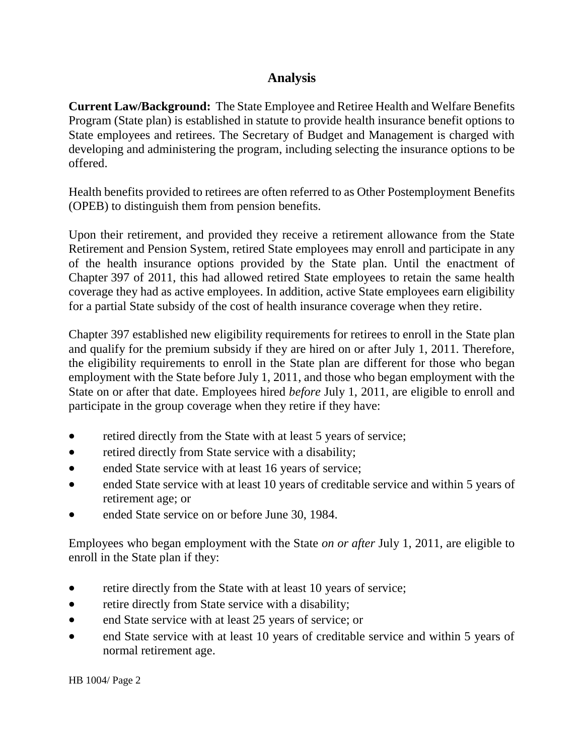## Analysis

**Current Law/Background:** The State Employee and Retiree Health and Welfare Benefits Program (State plan) is established in statute to provide health insurance benefit options to State employees and retirees. The Secretary of Budget and Management is charged with developing and administering the program, including selecting the insurance options to be offered.

Health benefits provided to retirees are often referred to as Other Postemployment Benefits (OPEB) to distinguish them from pension benefits.

Upon their retirement, and provided they receive a retirement allowance from the State Retirement and Pension System, retired State employees may enroll and participate in any of the health insurance options provided by the State plan. Until the enactment of Chapter 397 of 2011, this had allowed retired State employees to retain the same health coverage they had as active employees. In addition, active State employees earn eligibility for a partial State subsidy of the cost of health insurance coverage when they retire.

Chapter 397 established new eligibility requirements for retirees to enroll in the State plan and qualify for the premium subsidy if they are hired on or after July 1, 2011. Therefore, the eligibility requirements to enroll in the State plan are different for those who began employment with the State before July 1, 2011, and those who began employment with the State on or after that date. Employees hired *before* July 1, 2011, are eligible to enroll and participate in the group coverage when they retire if they have:

- retired directly from the State with at least 5 years of service;
- retired directly from State service with a disability;
- ended State service with at least 16 years of service;
- ended State service with at least 10 years of creditable service and within 5 years of retirement age; or
- ended State service on or before June 30, 1984.

Employees who began employment with the State *on or after* July 1, 2011, are eligible to enroll in the State plan if they:

- retire directly from the State with at least 10 years of service;
- retire directly from State service with a disability;
- end State service with at least 25 years of service; or
- end State service with at least 10 years of creditable service and within 5 years of normal retirement age.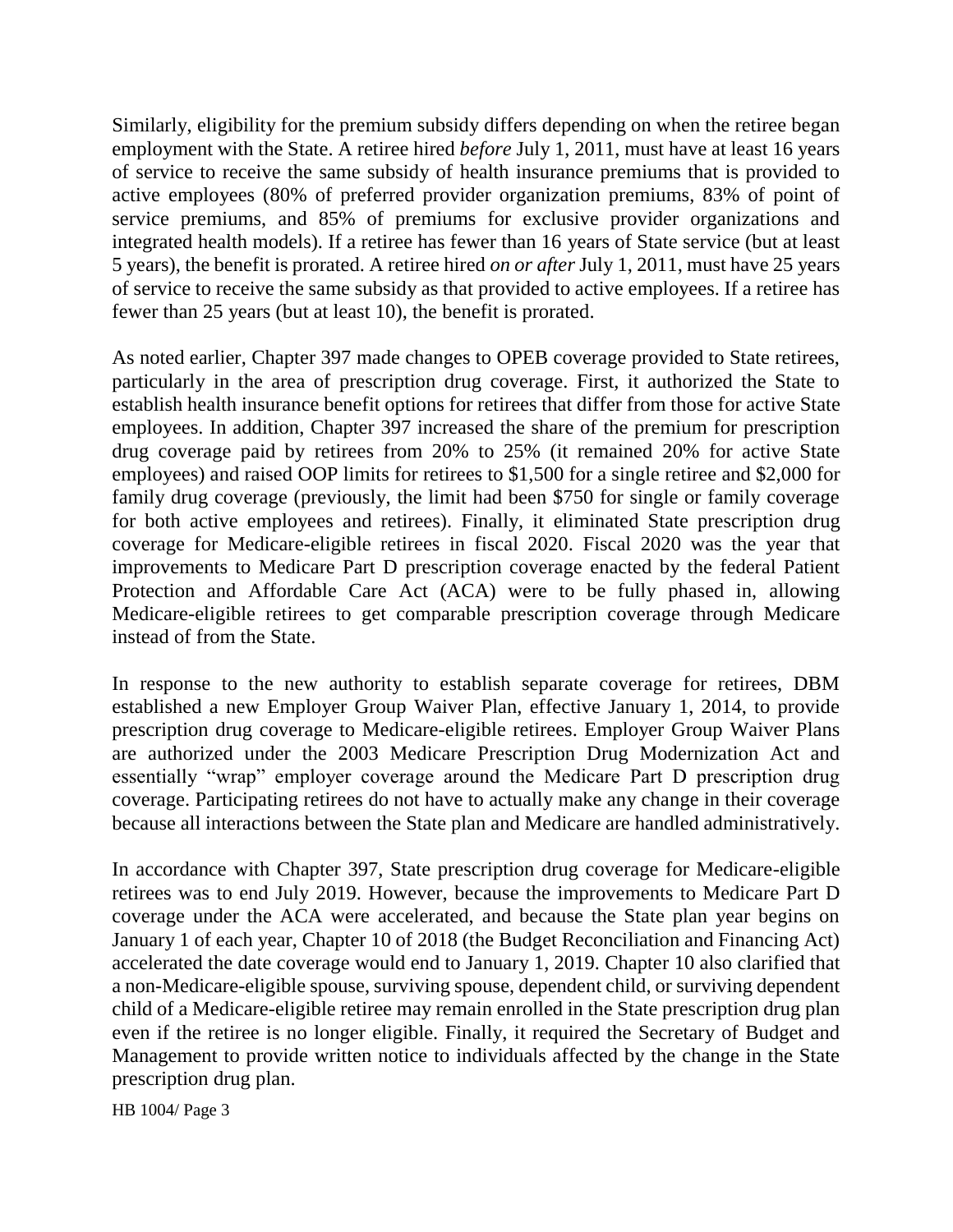Similarly, eligibility for the premium subsidy differs depending on when the retiree began employment with the State. A retiree hired *before* July 1, 2011, must have at least 16 years of service to receive the same subsidy of health insurance premiums that is provided to active employees (80% of preferred provider organization premiums, 83% of point of service premiums, and 85% of premiums for exclusive provider organizations and integrated health models). If a retiree has fewer than 16 years of State service (but at least 5 years), the benefit is prorated. A retiree hired *on or after* July 1, 2011, must have 25 years of service to receive the same subsidy as that provided to active employees. If a retiree has fewer than 25 years (but at least 10), the benefit is prorated.

As noted earlier, Chapter 397 made changes to OPEB coverage provided to State retirees, particularly in the area of prescription drug coverage. First, it authorized the State to establish health insurance benefit options for retirees that differ from those for active State employees. In addition, Chapter 397 increased the share of the premium for prescription drug coverage paid by retirees from 20% to 25% (it remained 20% for active State employees) and raised OOP limits for retirees to $1,500 for a single retiree and $2,000 for family drug coverage (previously, the limit had been $750 for single or family coverage for both active employees and retirees). Finally, it eliminated State prescription drug coverage for Medicare-eligible retirees in fiscal 2020. Fiscal 2020 was the year that improvements to Medicare Part D prescription coverage enacted by the federal Patient Protection and Affordable Care Act (ACA) were to be fully phased in, allowing Medicare-eligible retirees to get comparable prescription coverage through Medicare instead of from the State.

In response to the new authority to establish separate coverage for retirees, DBM established a new Employer Group Waiver Plan, effective January 1, 2014, to provide prescription drug coverage to Medicare-eligible retirees. Employer Group Waiver Plans are authorized under the 2003 Medicare Prescription Drug Modernization Act and essentially "wrap" employer coverage around the Medicare Part D prescription drug coverage. Participating retirees do not have to actually make any change in their coverage because all interactions between the State plan and Medicare are handled administratively.

In accordance with Chapter 397, State prescription drug coverage for Medicare-eligible retirees was to end July 2019. However, because the improvements to Medicare Part D coverage under the ACA were accelerated, and because the State plan year begins on January 1 of each year, Chapter 10 of 2018 (the Budget Reconciliation and Financing Act) accelerated the date coverage would end to January 1, 2019. Chapter 10 also clarified that a non-Medicare-eligible spouse, surviving spouse, dependent child, or surviving dependent child of a Medicare-eligible retiree may remain enrolled in the State prescription drug plan even if the retiree is no longer eligible. Finally, it required the Secretary of Budget and Management to provide written notice to individuals affected by the change in the State prescription drug plan.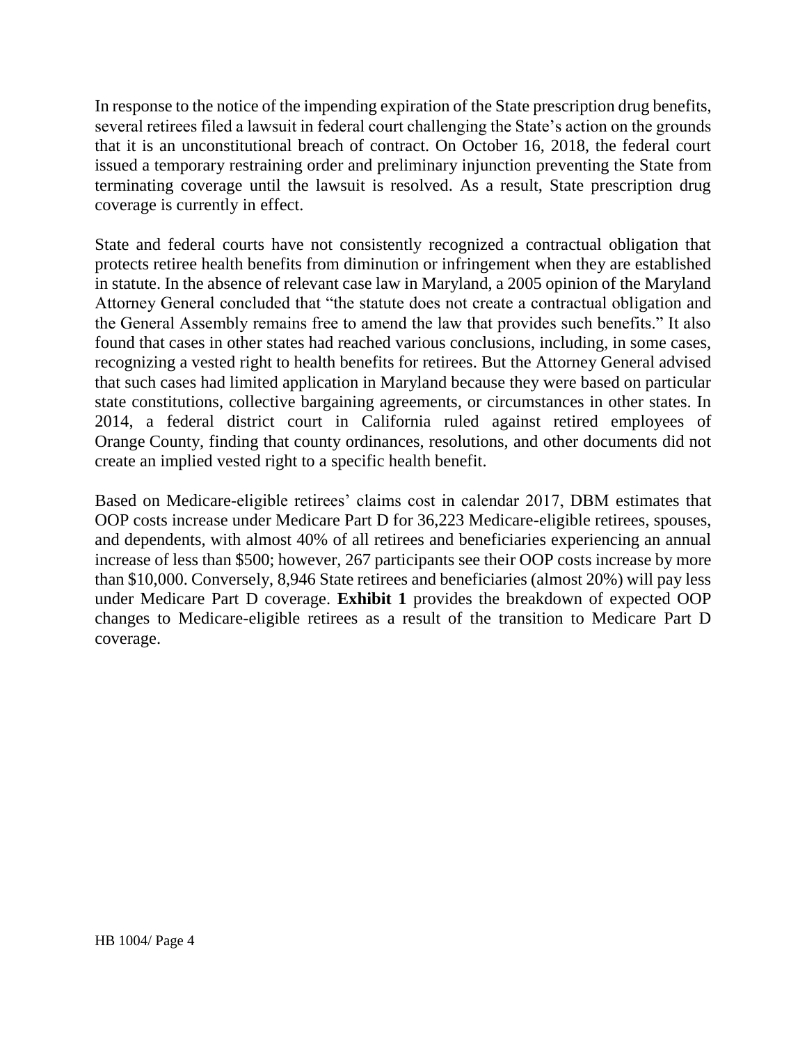In response to the notice of the impending expiration of the State prescription drug benefits, several retirees filed a lawsuit in federal court challenging the State's action on the grounds that it is an unconstitutional breach of contract. On October 16, 2018, the federal court issued a temporary restraining order and preliminary injunction preventing the State from terminating coverage until the lawsuit is resolved. As a result, State prescription drug coverage is currently in effect.

State and federal courts have not consistently recognized a contractual obligation that protects retiree health benefits from diminution or infringement when they are established in statute. In the absence of relevant case law in Maryland, a 2005 opinion of the Maryland Attorney General concluded that "the statute does not create a contractual obligation and the General Assembly remains free to amend the law that provides such benefits." It also found that cases in other states had reached various conclusions, including, in some cases, recognizing a vested right to health benefits for retirees. But the Attorney General advised that such cases had limited application in Maryland because they were based on particular state constitutions, collective bargaining agreements, or circumstances in other states. In 2014, a federal district court in California ruled against retired employees of Orange County, finding that county ordinances, resolutions, and other documents did not create an implied vested right to a specific health benefit.

Based on Medicare-eligible retirees' claims cost in calendar 2017, DBM estimates that OOP costs increase under Medicare Part D for 36,223 Medicare-eligible retirees, spouses, and dependents, with almost 40% of all retirees and beneficiaries experiencing an annual increase of less than $500; however, 267 participants see their OOP costs increase by more than $10,000. Conversely, 8,946 State retirees and beneficiaries (almost 20%) will pay less under Medicare Part D coverage. **Exhibit 1** provides the breakdown of expected OOP changes to Medicare-eligible retirees as a result of the transition to Medicare Part D coverage.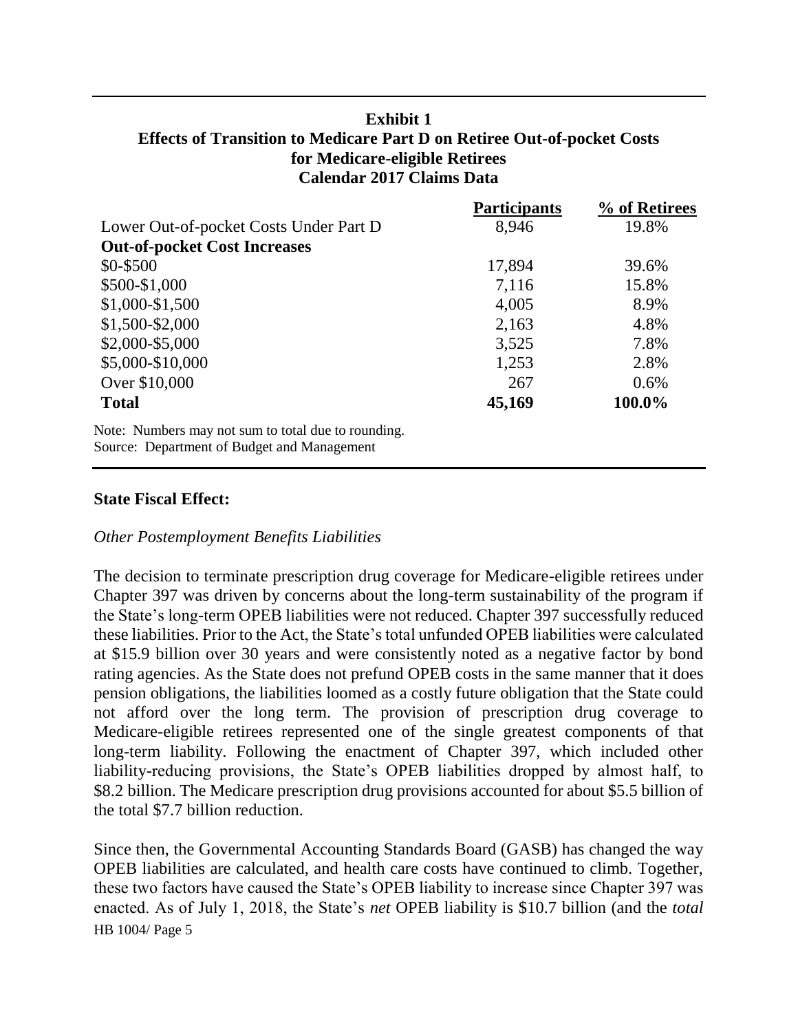**Exhibit 1**
**Effects of Transition to Medicare Part D on Retiree Out-of-pocket Costs for Medicare-eligible Retirees**
**Calendar 2017 Claims Data**

| | Participants | % of Retirees |
|---|---|---|
| Lower Out-of-pocket Costs Under Part D | 8,946 | 19.8% |
| **Out-of-pocket Cost Increases** | | |
| $0-$500 | 17,894 | 39.6% |
| $500-$1,000 | 7,116 | 15.8% |
| $1,000-$1,500 | 4,005 | 8.9% |
| $1,500-$2,000 | 2,163 | 4.8% |
| $2,000-$5,000 | 3,525 | 7.8% |
| $5,000-$10,000 | 1,253 | 2.8% |
| Over $10,000 | 267 | 0.6% |
| **Total** | **45,169** | **100.0%** |

Note: Numbers may not sum to total due to rounding.
Source: Department of Budget and Management

**State Fiscal Effect:**

*Other Postemployment Benefits Liabilities*

The decision to terminate prescription drug coverage for Medicare-eligible retirees under Chapter 397 was driven by concerns about the long-term sustainability of the program if the State's long-term OPEB liabilities were not reduced. Chapter 397 successfully reduced these liabilities. Prior to the Act, the State's total unfunded OPEB liabilities were calculated at $15.9 billion over 30 years and were consistently noted as a negative factor by bond rating agencies. As the State does not prefund OPEB costs in the same manner that it does pension obligations, the liabilities loomed as a costly future obligation that the State could not afford over the long term. The provision of prescription drug coverage to Medicare-eligible retirees represented one of the single greatest components of that long-term liability. Following the enactment of Chapter 397, which included other liability-reducing provisions, the State's OPEB liabilities dropped by almost half, to $8.2 billion. The Medicare prescription drug provisions accounted for about $5.5 billion of the total $7.7 billion reduction.

Since then, the Governmental Accounting Standards Board (GASB) has changed the way OPEB liabilities are calculated, and health care costs have continued to climb. Together, these two factors have caused the State's OPEB liability to increase since Chapter 397 was enacted. As of July 1, 2018, the State's *net* OPEB liability is $10.7 billion (and the *total*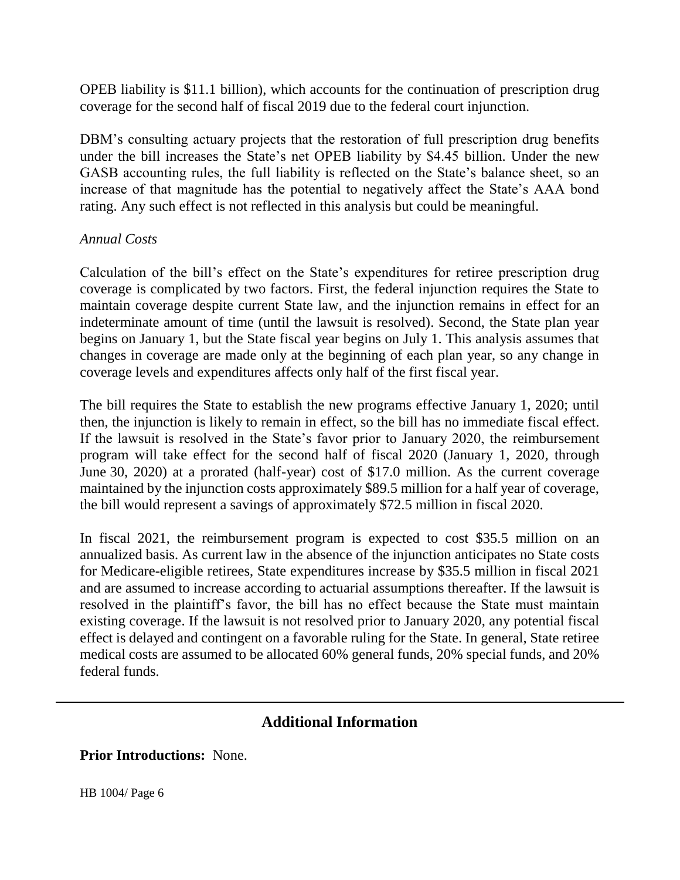OPEB liability is $11.1 billion), which accounts for the continuation of prescription drug coverage for the second half of fiscal 2019 due to the federal court injunction.

DBM's consulting actuary projects that the restoration of full prescription drug benefits under the bill increases the State's net OPEB liability by $4.45 billion. Under the new GASB accounting rules, the full liability is reflected on the State's balance sheet, so an increase of that magnitude has the potential to negatively affect the State's AAA bond rating. Any such effect is not reflected in this analysis but could be meaningful.

*Annual Costs*

Calculation of the bill's effect on the State's expenditures for retiree prescription drug coverage is complicated by two factors. First, the federal injunction requires the State to maintain coverage despite current State law, and the injunction remains in effect for an indeterminate amount of time (until the lawsuit is resolved). Second, the State plan year begins on January 1, but the State fiscal year begins on July 1. This analysis assumes that changes in coverage are made only at the beginning of each plan year, so any change in coverage levels and expenditures affects only half of the first fiscal year.

The bill requires the State to establish the new programs effective January 1, 2020; until then, the injunction is likely to remain in effect, so the bill has no immediate fiscal effect. If the lawsuit is resolved in the State's favor prior to January 2020, the reimbursement program will take effect for the second half of fiscal 2020 (January 1, 2020, through June 30, 2020) at a prorated (half-year) cost of $17.0 million. As the current coverage maintained by the injunction costs approximately $89.5 million for a half year of coverage, the bill would represent a savings of approximately $72.5 million in fiscal 2020.

In fiscal 2021, the reimbursement program is expected to cost $35.5 million on an annualized basis. As current law in the absence of the injunction anticipates no State costs for Medicare-eligible retirees, State expenditures increase by $35.5 million in fiscal 2021 and are assumed to increase according to actuarial assumptions thereafter. If the lawsuit is resolved in the plaintiff's favor, the bill has no effect because the State must maintain existing coverage. If the lawsuit is not resolved prior to January 2020, any potential fiscal effect is delayed and contingent on a favorable ruling for the State. In general, State retiree medical costs are assumed to be allocated 60% general funds, 20% special funds, and 20% federal funds.

## Additional Information

**Prior Introductions:** None.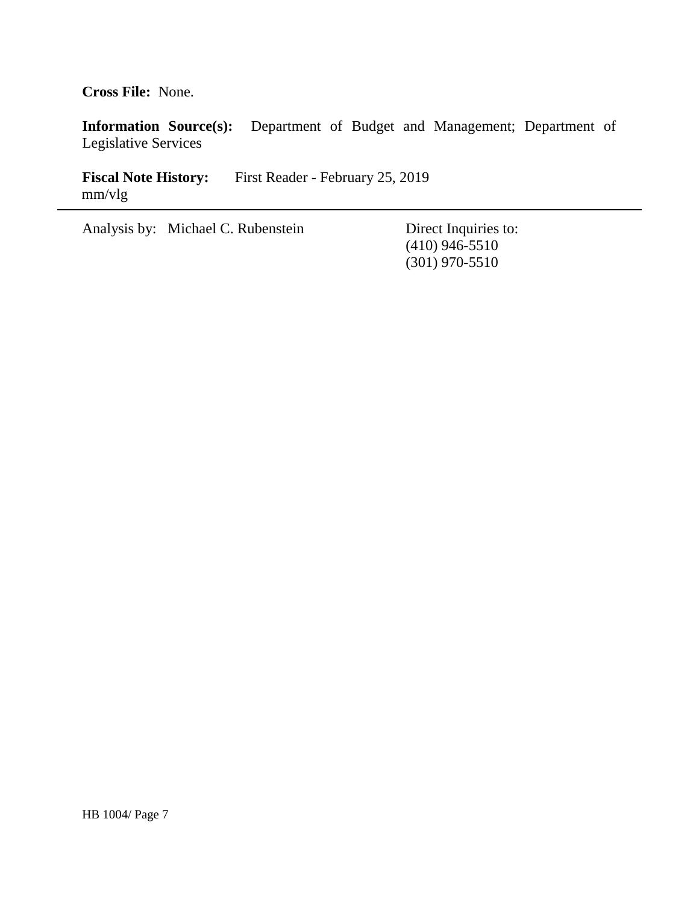**Cross File:** None.

**Information Source(s):** Department of Budget and Management; Department of Legislative Services

**Fiscal Note History:** First Reader - February 25, 2019
mm/vlg

---

Analysis by: Michael C. Rubenstein

Direct Inquiries to:
(410) 946-5510
(301) 970-5510